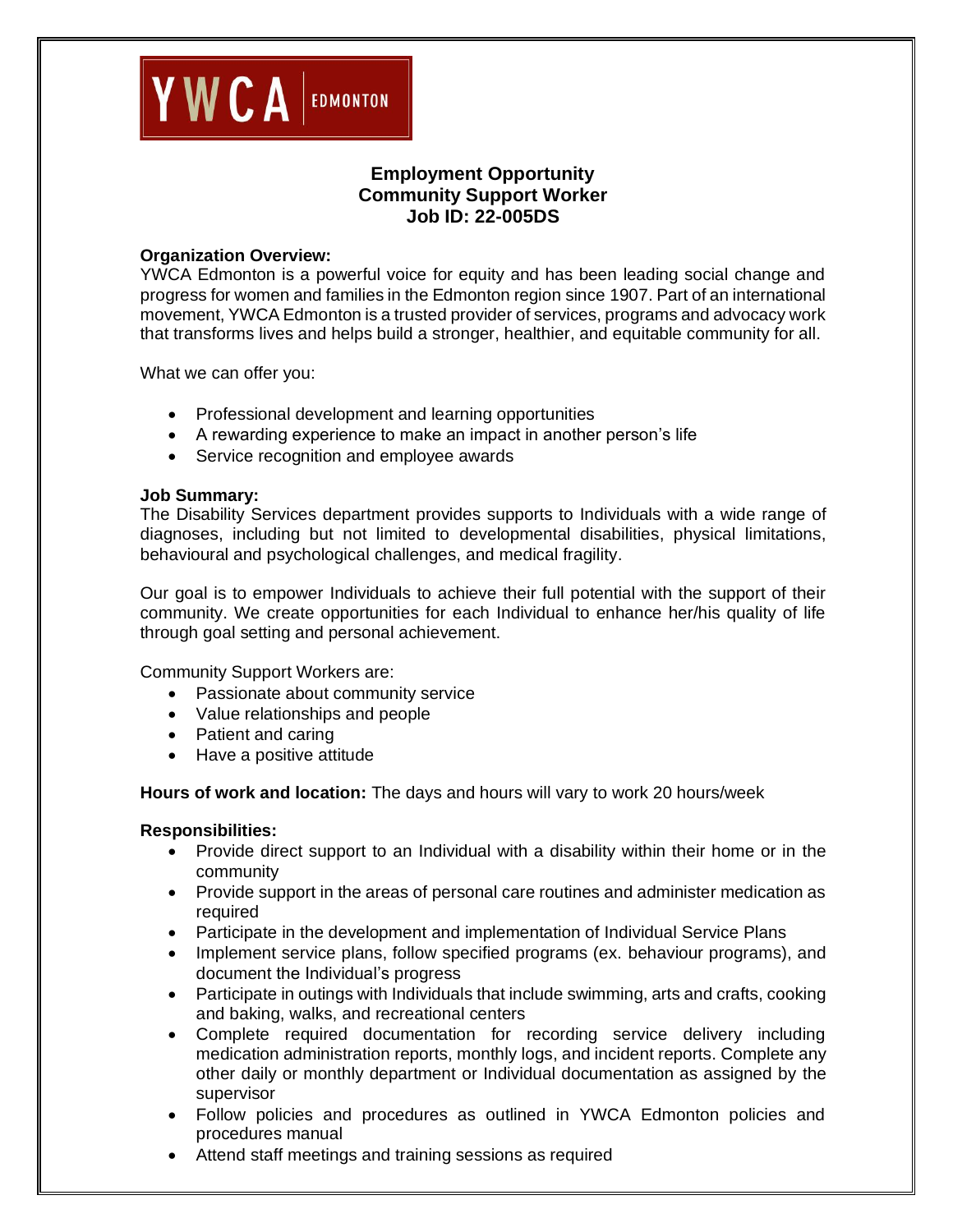YWCA EDMONTON

# Employment Opportunity
# Community Support Worker
# Job ID: 22-005DS

**Organization Overview:**
YWCA Edmonton is a powerful voice for equity and has been leading social change and progress for women and families in the Edmonton region since 1907. Part of an international movement, YWCA Edmonton is a trusted provider of services, programs and advocacy work that transforms lives and helps build a stronger, healthier, and equitable community for all.

What we can offer you:

- Professional development and learning opportunities
- A rewarding experience to make an impact in another person's life
- Service recognition and employee awards

**Job Summary:**
The Disability Services department provides supports to Individuals with a wide range of diagnoses, including but not limited to developmental disabilities, physical limitations, behavioural and psychological challenges, and medical fragility.

Our goal is to empower Individuals to achieve their full potential with the support of their community. We create opportunities for each Individual to enhance her/his quality of life through goal setting and personal achievement.

Community Support Workers are:

- Passionate about community service
- Value relationships and people
- Patient and caring
- Have a positive attitude

**Hours of work and location:** The days and hours will vary to work 20 hours/week

**Responsibilities:**

- Provide direct support to an Individual with a disability within their home or in the community
- Provide support in the areas of personal care routines and administer medication as required
- Participate in the development and implementation of Individual Service Plans
- Implement service plans, follow specified programs (ex. behaviour programs), and document the Individual's progress
- Participate in outings with Individuals that include swimming, arts and crafts, cooking and baking, walks, and recreational centers
- Complete required documentation for recording service delivery including medication administration reports, monthly logs, and incident reports. Complete any other daily or monthly department or Individual documentation as assigned by the supervisor
- Follow policies and procedures as outlined in YWCA Edmonton policies and procedures manual
- Attend staff meetings and training sessions as required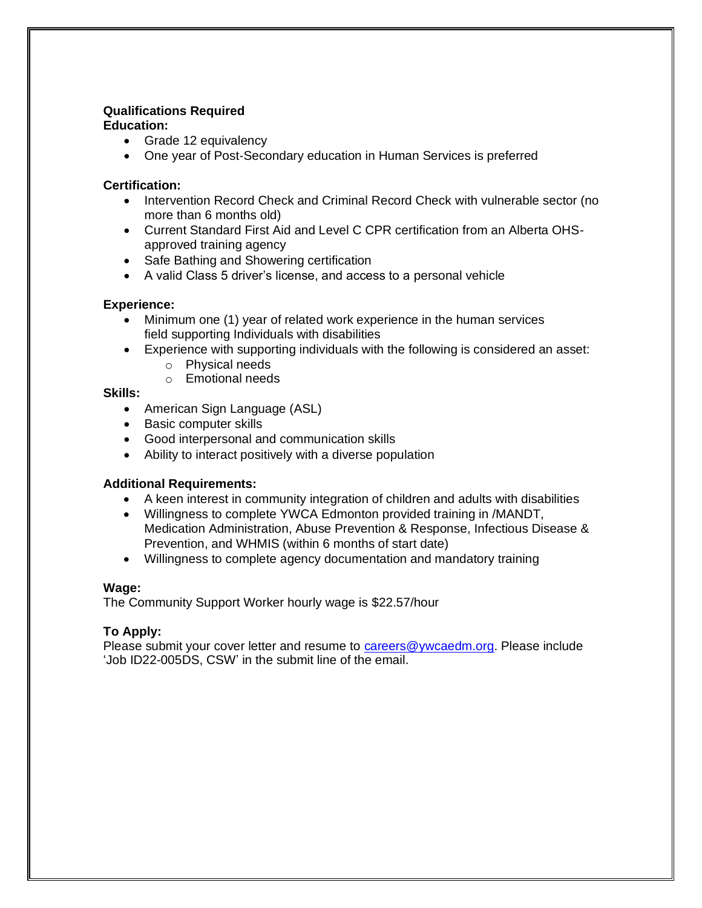**Qualifications Required**

**Education:**

- Grade 12 equivalency
- One year of Post-Secondary education in Human Services is preferred

**Certification:**

- Intervention Record Check and Criminal Record Check with vulnerable sector (no more than 6 months old)
- Current Standard First Aid and Level C CPR certification from an Alberta OHS-approved training agency
- Safe Bathing and Showering certification
- A valid Class 5 driver's license, and access to a personal vehicle

**Experience:**

- Minimum one (1) year of related work experience in the human services field supporting Individuals with disabilities
- Experience with supporting individuals with the following is considered an asset:
  - Physical needs
  - Emotional needs

**Skills:**

- American Sign Language (ASL)
- Basic computer skills
- Good interpersonal and communication skills
- Ability to interact positively with a diverse population

**Additional Requirements:**

- A keen interest in community integration of children and adults with disabilities
- Willingness to complete YWCA Edmonton provided training in /MANDT, Medication Administration, Abuse Prevention & Response, Infectious Disease & Prevention, and WHMIS (within 6 months of start date)
- Willingness to complete agency documentation and mandatory training

**Wage:**

The Community Support Worker hourly wage is $22.57/hour

**To Apply:**

Please submit your cover letter and resume to careers@ywcaedm.org. Please include 'Job ID22-005DS, CSW' in the submit line of the email.